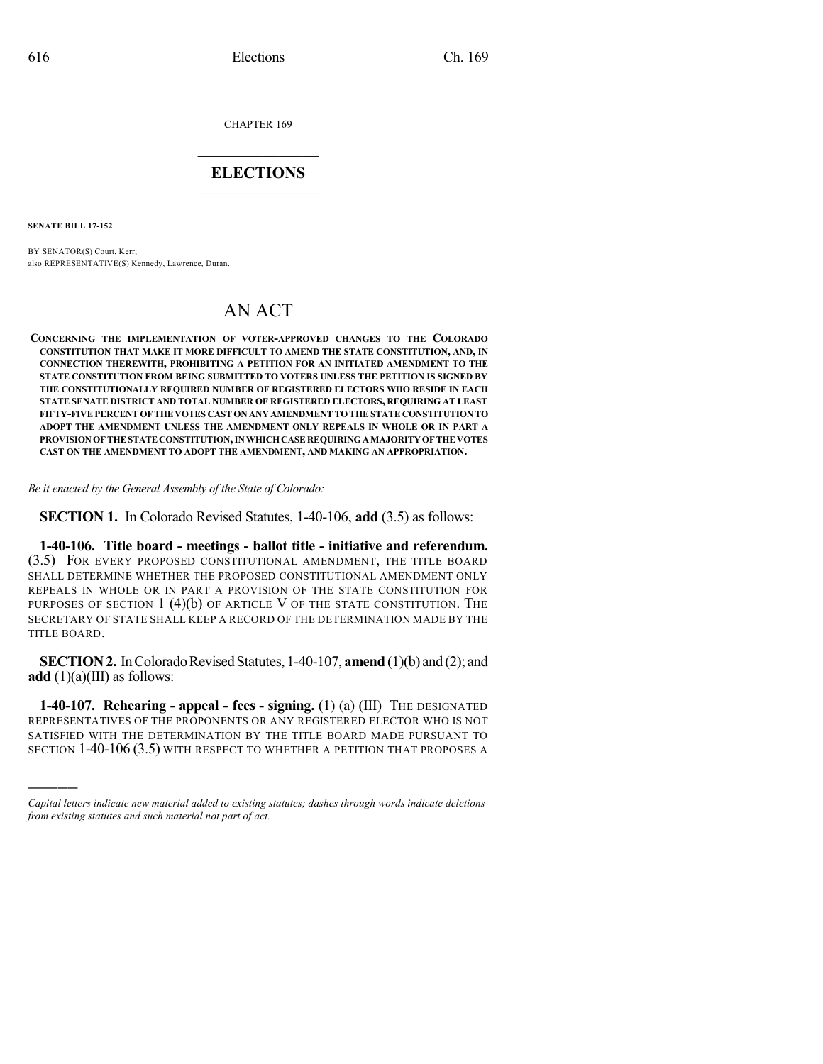CHAPTER 169

# ELECTIONS

**SENATE BILL 17-152**

BY SENATOR(S) Court, Kerr;
also REPRESENTATIVE(S) Kennedy, Lawrence, Duran.

# AN ACT

**CONCERNING THE IMPLEMENTATION OF VOTER-APPROVED CHANGES TO THE COLORADO CONSTITUTION THAT MAKE IT MORE DIFFICULT TO AMEND THE STATE CONSTITUTION, AND, IN CONNECTION THEREWITH, PROHIBITING A PETITION FOR AN INITIATED AMENDMENT TO THE STATE CONSTITUTION FROM BEING SUBMITTED TO VOTERS UNLESS THE PETITION IS SIGNED BY THE CONSTITUTIONALLY REQUIRED NUMBER OF REGISTERED ELECTORS WHO RESIDE IN EACH STATE SENATE DISTRICT AND TOTAL NUMBER OF REGISTERED ELECTORS, REQUIRING AT LEAST FIFTY-FIVE PERCENT OF THE VOTES CAST ON ANY AMENDMENT TO THE STATE CONSTITUTION TO ADOPT THE AMENDMENT UNLESS THE AMENDMENT ONLY REPEALS IN WHOLE OR IN PART A PROVISION OF THE STATE CONSTITUTION, IN WHICH CASE REQUIRING A MAJORITY OF THE VOTES CAST ON THE AMENDMENT TO ADOPT THE AMENDMENT, AND MAKING AN APPROPRIATION.**

*Be it enacted by the General Assembly of the State of Colorado:*

**SECTION 1.** In Colorado Revised Statutes, 1-40-106, **add** (3.5) as follows:

**1-40-106. Title board - meetings - ballot title - initiative and referendum.** (3.5) FOR EVERY PROPOSED CONSTITUTIONAL AMENDMENT, THE TITLE BOARD SHALL DETERMINE WHETHER THE PROPOSED CONSTITUTIONAL AMENDMENT ONLY REPEALS IN WHOLE OR IN PART A PROVISION OF THE STATE CONSTITUTION FOR PURPOSES OF SECTION 1 (4)(b) OF ARTICLE V OF THE STATE CONSTITUTION. THE SECRETARY OF STATE SHALL KEEP A RECORD OF THE DETERMINATION MADE BY THE TITLE BOARD.

**SECTION 2.** In Colorado Revised Statutes, 1-40-107, **amend** (1)(b) and (2); and **add** (1)(a)(III) as follows:

**1-40-107. Rehearing - appeal - fees - signing.** (1) (a) (III) THE DESIGNATED REPRESENTATIVES OF THE PROPONENTS OR ANY REGISTERED ELECTOR WHO IS NOT SATISFIED WITH THE DETERMINATION BY THE TITLE BOARD MADE PURSUANT TO SECTION 1-40-106 (3.5) WITH RESPECT TO WHETHER A PETITION THAT PROPOSES A

*Capital letters indicate new material added to existing statutes; dashes through words indicate deletions from existing statutes and such material not part of act.*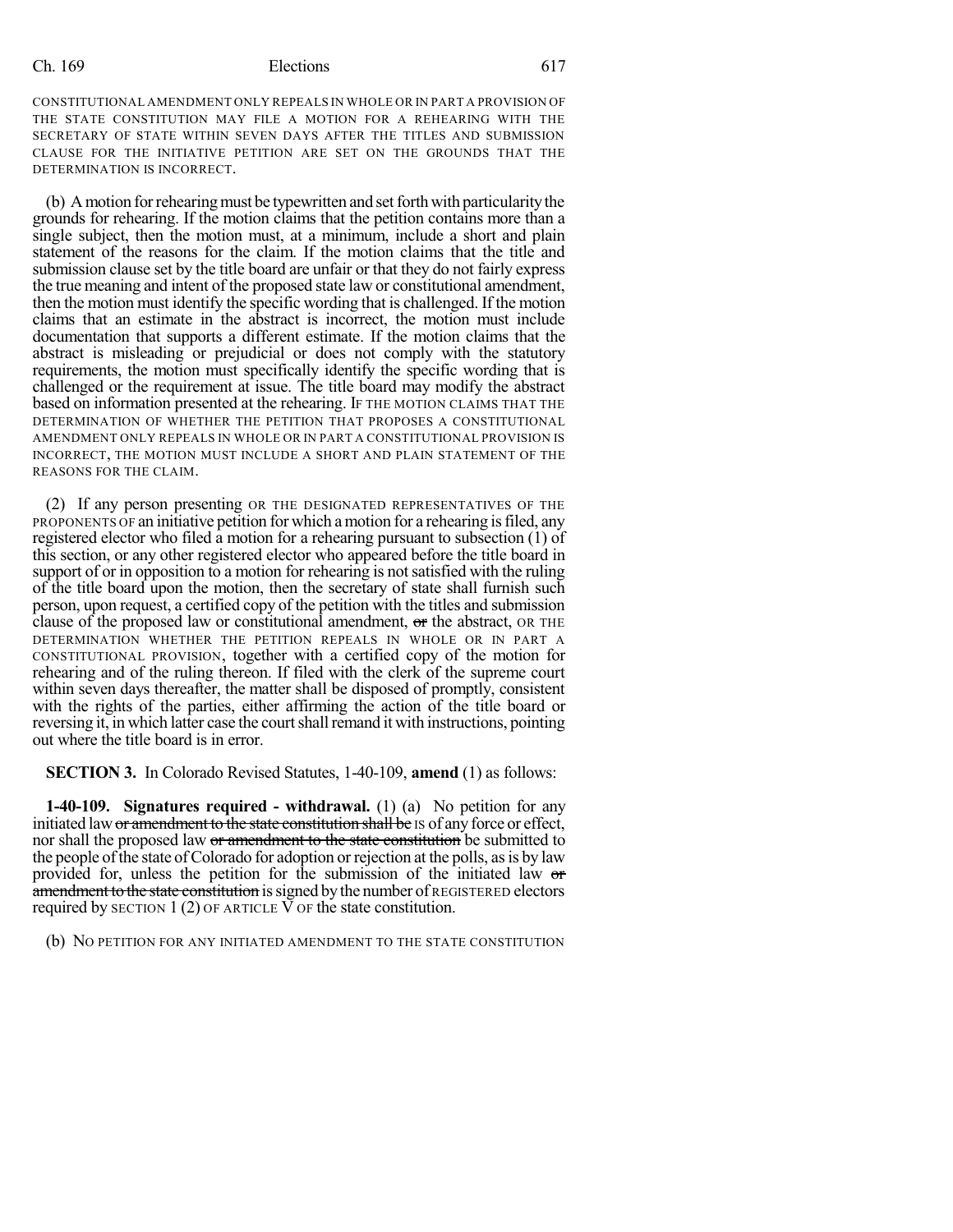CONSTITUTIONAL AMENDMENT ONLY REPEALS IN WHOLE OR IN PART A PROVISION OF THE STATE CONSTITUTION MAY FILE A MOTION FOR A REHEARING WITH THE SECRETARY OF STATE WITHIN SEVEN DAYS AFTER THE TITLES AND SUBMISSION CLAUSE FOR THE INITIATIVE PETITION ARE SET ON THE GROUNDS THAT THE DETERMINATION IS INCORRECT.

(b) A motion for rehearing must be typewritten and set forth with particularity the grounds for rehearing. If the motion claims that the petition contains more than a single subject, then the motion must, at a minimum, include a short and plain statement of the reasons for the claim. If the motion claims that the title and submission clause set by the title board are unfair or that they do not fairly express the true meaning and intent of the proposed state law or constitutional amendment, then the motion must identify the specific wording that is challenged. If the motion claims that an estimate in the abstract is incorrect, the motion must include documentation that supports a different estimate. If the motion claims that the abstract is misleading or prejudicial or does not comply with the statutory requirements, the motion must specifically identify the specific wording that is challenged or the requirement at issue. The title board may modify the abstract based on information presented at the rehearing. IF THE MOTION CLAIMS THAT THE DETERMINATION OF WHETHER THE PETITION THAT PROPOSES A CONSTITUTIONAL AMENDMENT ONLY REPEALS IN WHOLE OR IN PART A CONSTITUTIONAL PROVISION IS INCORRECT, THE MOTION MUST INCLUDE A SHORT AND PLAIN STATEMENT OF THE REASONS FOR THE CLAIM.

(2) If any person presenting OR THE DESIGNATED REPRESENTATIVES OF THE PROPONENTS OF an initiative petition for which a motion for a rehearing is filed, any registered elector who filed a motion for a rehearing pursuant to subsection (1) of this section, or any other registered elector who appeared before the title board in support of or in opposition to a motion for rehearing is not satisfied with the ruling of the title board upon the motion, then the secretary of state shall furnish such person, upon request, a certified copy of the petition with the titles and submission clause of the proposed law or constitutional amendment, ~~or~~ the abstract, OR THE DETERMINATION WHETHER THE PETITION REPEALS IN WHOLE OR IN PART A CONSTITUTIONAL PROVISION, together with a certified copy of the motion for rehearing and of the ruling thereon. If filed with the clerk of the supreme court within seven days thereafter, the matter shall be disposed of promptly, consistent with the rights of the parties, either affirming the action of the title board or reversing it, in which latter case the court shall remand it with instructions, pointing out where the title board is in error.

**SECTION 3.** In Colorado Revised Statutes, 1-40-109, **amend** (1) as follows:

**1-40-109. Signatures required - withdrawal.** (1) (a) No petition for any initiated law ~~or amendment to the state constitution shall be~~ IS of any force or effect, nor shall the proposed law ~~or amendment to the state constitution~~ be submitted to the people of the state of Colorado for adoption or rejection at the polls, as is by law provided for, unless the petition for the submission of the initiated law ~~or amendment to the state constitution~~ is signed by the number of REGISTERED electors required by SECTION 1 (2) OF ARTICLE V OF the state constitution.

(b) NO PETITION FOR ANY INITIATED AMENDMENT TO THE STATE CONSTITUTION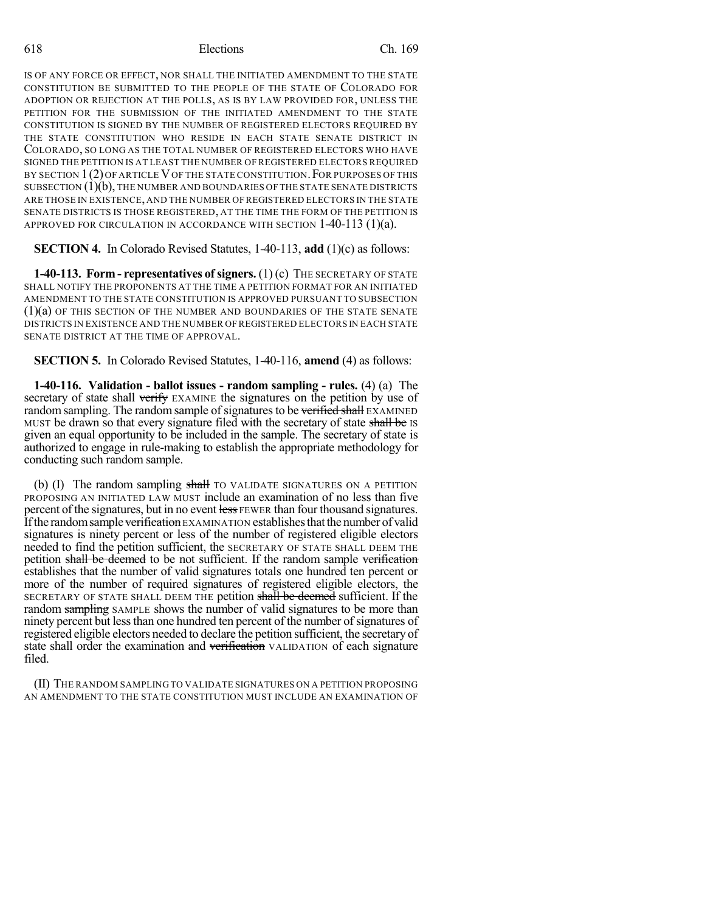IS OF ANY FORCE OR EFFECT, NOR SHALL THE INITIATED AMENDMENT TO THE STATE CONSTITUTION BE SUBMITTED TO THE PEOPLE OF THE STATE OF COLORADO FOR ADOPTION OR REJECTION AT THE POLLS, AS IS BY LAW PROVIDED FOR, UNLESS THE PETITION FOR THE SUBMISSION OF THE INITIATED AMENDMENT TO THE STATE CONSTITUTION IS SIGNED BY THE NUMBER OF REGISTERED ELECTORS REQUIRED BY THE STATE CONSTITUTION WHO RESIDE IN EACH STATE SENATE DISTRICT IN COLORADO, SO LONG AS THE TOTAL NUMBER OF REGISTERED ELECTORS WHO HAVE SIGNED THE PETITION IS AT LEAST THE NUMBER OF REGISTERED ELECTORS REQUIRED BY SECTION 1 (2) OF ARTICLE V OF THE STATE CONSTITUTION. FOR PURPOSES OF THIS SUBSECTION (1)(b), THE NUMBER AND BOUNDARIES OF THE STATE SENATE DISTRICTS ARE THOSE IN EXISTENCE, AND THE NUMBER OF REGISTERED ELECTORS IN THE STATE SENATE DISTRICTS IS THOSE REGISTERED, AT THE TIME THE FORM OF THE PETITION IS APPROVED FOR CIRCULATION IN ACCORDANCE WITH SECTION 1-40-113 (1)(a).

**SECTION 4.** In Colorado Revised Statutes, 1-40-113, **add** (1)(c) as follows:

**1-40-113. Form - representatives of signers.** (1) (c) THE SECRETARY OF STATE SHALL NOTIFY THE PROPONENTS AT THE TIME A PETITION FORMAT FOR AN INITIATED AMENDMENT TO THE STATE CONSTITUTION IS APPROVED PURSUANT TO SUBSECTION (1)(a) OF THIS SECTION OF THE NUMBER AND BOUNDARIES OF THE STATE SENATE DISTRICTS IN EXISTENCE AND THE NUMBER OF REGISTERED ELECTORS IN EACH STATE SENATE DISTRICT AT THE TIME OF APPROVAL.

**SECTION 5.** In Colorado Revised Statutes, 1-40-116, **amend** (4) as follows:

**1-40-116. Validation - ballot issues - random sampling - rules.** (4) (a) The secretary of state shall ~~verify~~ EXAMINE the signatures on the petition by use of random sampling. The random sample of signatures to be ~~verified shall~~ EXAMINED MUST be drawn so that every signature filed with the secretary of state ~~shall be~~ IS given an equal opportunity to be included in the sample. The secretary of state is authorized to engage in rule-making to establish the appropriate methodology for conducting such random sample.

(b) (I) The random sampling ~~shall~~ TO VALIDATE SIGNATURES ON A PETITION PROPOSING AN INITIATED LAW MUST include an examination of no less than five percent of the signatures, but in no event ~~less~~ FEWER than four thousand signatures. If the random sample ~~verification~~ EXAMINATION establishes that the number of valid signatures is ninety percent or less of the number of registered eligible electors needed to find the petition sufficient, the SECRETARY OF STATE SHALL DEEM THE petition ~~shall be deemed~~ to be not sufficient. If the random sample ~~verification~~ establishes that the number of valid signatures totals one hundred ten percent or more of the number of required signatures of registered eligible electors, the SECRETARY OF STATE SHALL DEEM THE petition ~~shall be deemed~~ sufficient. If the random ~~sampling~~ SAMPLE shows the number of valid signatures to be more than ninety percent but less than one hundred ten percent of the number of signatures of registered eligible electors needed to declare the petition sufficient, the secretary of state shall order the examination and ~~verification~~ VALIDATION of each signature filed.

(II) THE RANDOM SAMPLING TO VALIDATE SIGNATURES ON A PETITION PROPOSING AN AMENDMENT TO THE STATE CONSTITUTION MUST INCLUDE AN EXAMINATION OF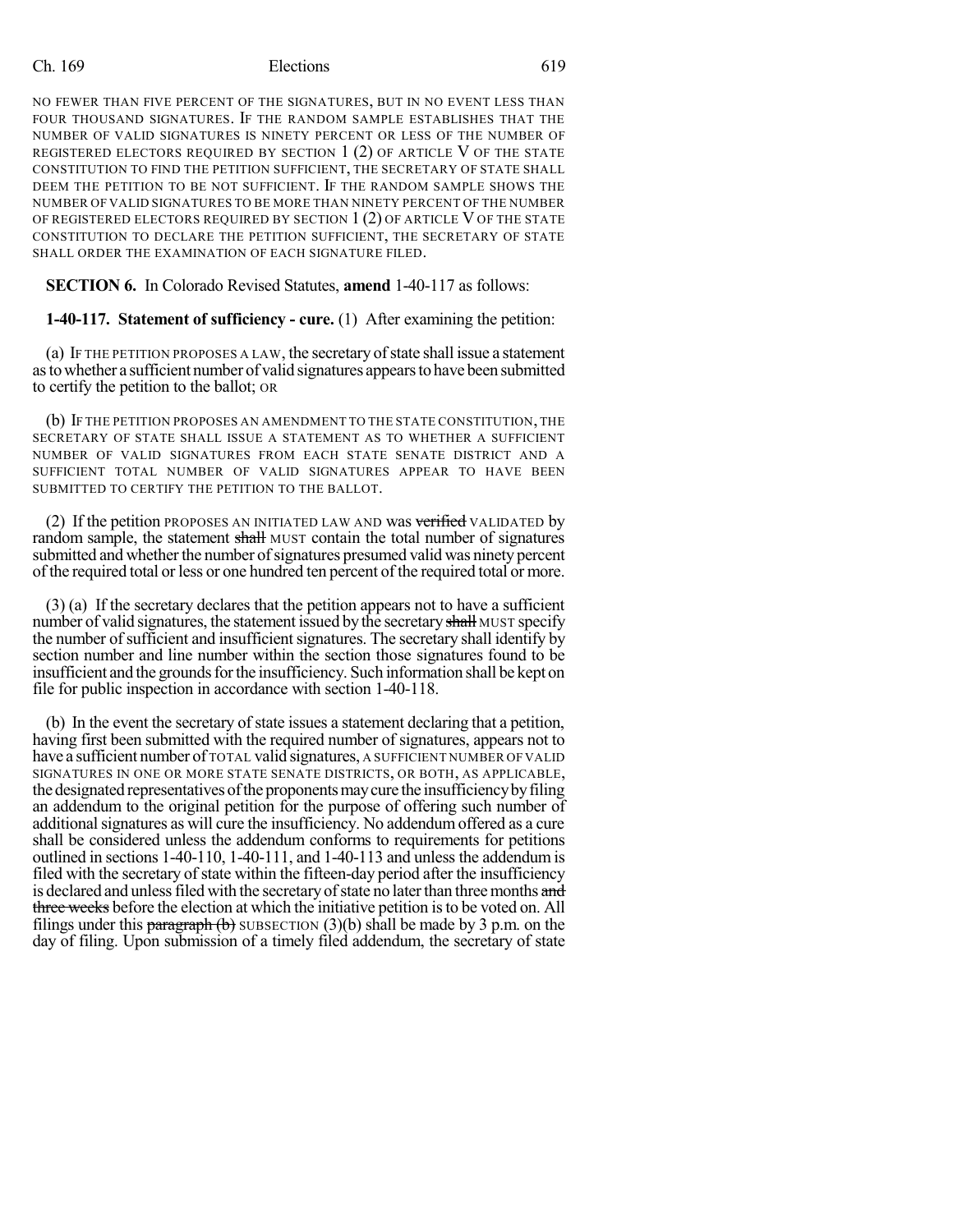NO FEWER THAN FIVE PERCENT OF THE SIGNATURES, BUT IN NO EVENT LESS THAN FOUR THOUSAND SIGNATURES. IF THE RANDOM SAMPLE ESTABLISHES THAT THE NUMBER OF VALID SIGNATURES IS NINETY PERCENT OR LESS OF THE NUMBER OF REGISTERED ELECTORS REQUIRED BY SECTION 1 (2) OF ARTICLE V OF THE STATE CONSTITUTION TO FIND THE PETITION SUFFICIENT, THE SECRETARY OF STATE SHALL DEEM THE PETITION TO BE NOT SUFFICIENT. IF THE RANDOM SAMPLE SHOWS THE NUMBER OF VALID SIGNATURES TO BE MORE THAN NINETY PERCENT OF THE NUMBER OF REGISTERED ELECTORS REQUIRED BY SECTION 1 (2) OF ARTICLE V OF THE STATE CONSTITUTION TO DECLARE THE PETITION SUFFICIENT, THE SECRETARY OF STATE SHALL ORDER THE EXAMINATION OF EACH SIGNATURE FILED.

**SECTION 6.** In Colorado Revised Statutes, **amend** 1-40-117 as follows:

**1-40-117. Statement of sufficiency - cure.** (1) After examining the petition:

(a) IF THE PETITION PROPOSES A LAW, the secretary of state shall issue a statement as to whether a sufficient number of valid signatures appears to have been submitted to certify the petition to the ballot; OR

(b) IF THE PETITION PROPOSES AN AMENDMENT TO THE STATE CONSTITUTION, THE SECRETARY OF STATE SHALL ISSUE A STATEMENT AS TO WHETHER A SUFFICIENT NUMBER OF VALID SIGNATURES FROM EACH STATE SENATE DISTRICT AND A SUFFICIENT TOTAL NUMBER OF VALID SIGNATURES APPEAR TO HAVE BEEN SUBMITTED TO CERTIFY THE PETITION TO THE BALLOT.

(2) If the petition PROPOSES AN INITIATED LAW AND was ~~verified~~ VALIDATED by random sample, the statement ~~shall~~ MUST contain the total number of signatures submitted and whether the number of signatures presumed valid was ninety percent of the required total or less or one hundred ten percent of the required total or more.

(3) (a) If the secretary declares that the petition appears not to have a sufficient number of valid signatures, the statement issued by the secretary ~~shall~~ MUST specify the number of sufficient and insufficient signatures. The secretary shall identify by section number and line number within the section those signatures found to be insufficient and the grounds for the insufficiency. Such information shall be kept on file for public inspection in accordance with section 1-40-118.

(b) In the event the secretary of state issues a statement declaring that a petition, having first been submitted with the required number of signatures, appears not to have a sufficient number of TOTAL valid signatures, A SUFFICIENT NUMBER OF VALID SIGNATURES IN ONE OR MORE STATE SENATE DISTRICTS, OR BOTH, AS APPLICABLE, the designated representatives of the proponents may cure the insufficiency by filing an addendum to the original petition for the purpose of offering such number of additional signatures as will cure the insufficiency. No addendum offered as a cure shall be considered unless the addendum conforms to requirements for petitions outlined in sections 1-40-110, 1-40-111, and 1-40-113 and unless the addendum is filed with the secretary of state within the fifteen-day period after the insufficiency is declared and unless filed with the secretary of state no later than three months ~~and three weeks~~ before the election at which the initiative petition is to be voted on. All filings under this ~~paragraph (b)~~ SUBSECTION (3)(b) shall be made by 3 p.m. on the day of filing. Upon submission of a timely filed addendum, the secretary of state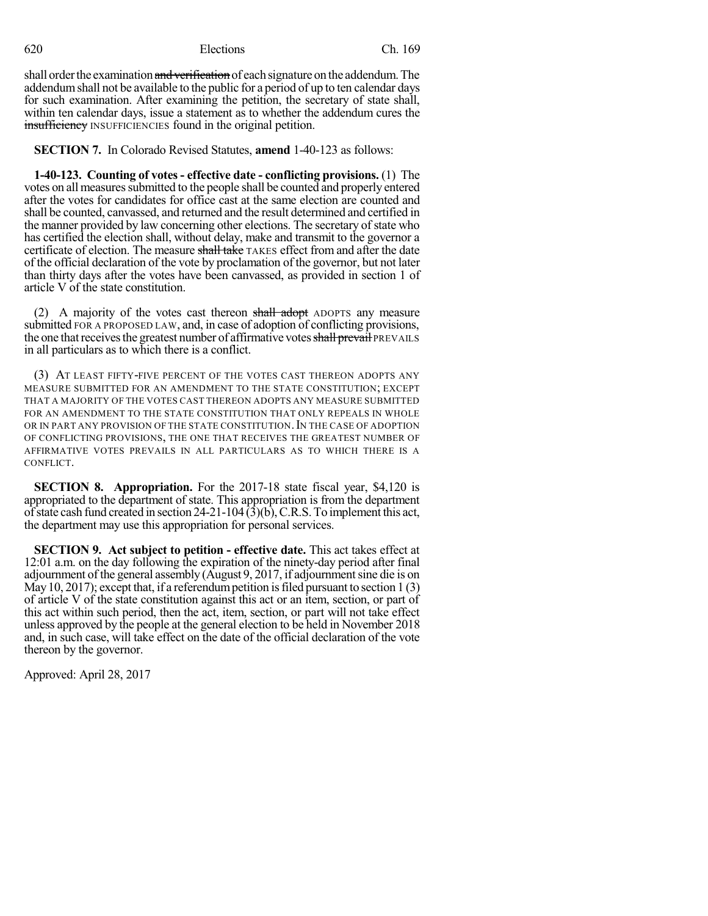shall order the examination ~~and verification~~ of each signature on the addendum. The addendum shall not be available to the public for a period of up to ten calendar days for such examination. After examining the petition, the secretary of state shall, within ten calendar days, issue a statement as to whether the addendum cures the ~~insufficiency~~ INSUFFICIENCIES found in the original petition.

**SECTION 7.** In Colorado Revised Statutes, **amend** 1-40-123 as follows:

**1-40-123. Counting of votes - effective date - conflicting provisions.** (1) The votes on all measures submitted to the people shall be counted and properly entered after the votes for candidates for office cast at the same election are counted and shall be counted, canvassed, and returned and the result determined and certified in the manner provided by law concerning other elections. The secretary of state who has certified the election shall, without delay, make and transmit to the governor a certificate of election. The measure ~~shall take~~ TAKES effect from and after the date of the official declaration of the vote by proclamation of the governor, but not later than thirty days after the votes have been canvassed, as provided in section 1 of article V of the state constitution.

(2) A majority of the votes cast thereon ~~shall adopt~~ ADOPTS any measure submitted FOR A PROPOSED LAW, and, in case of adoption of conflicting provisions, the one that receives the greatest number of affirmative votes ~~shall prevail~~ PREVAILS in all particulars as to which there is a conflict.

(3) AT LEAST FIFTY-FIVE PERCENT OF THE VOTES CAST THEREON ADOPTS ANY MEASURE SUBMITTED FOR AN AMENDMENT TO THE STATE CONSTITUTION; EXCEPT THAT A MAJORITY OF THE VOTES CAST THEREON ADOPTS ANY MEASURE SUBMITTED FOR AN AMENDMENT TO THE STATE CONSTITUTION THAT ONLY REPEALS IN WHOLE OR IN PART ANY PROVISION OF THE STATE CONSTITUTION. IN THE CASE OF ADOPTION OF CONFLICTING PROVISIONS, THE ONE THAT RECEIVES THE GREATEST NUMBER OF AFFIRMATIVE VOTES PREVAILS IN ALL PARTICULARS AS TO WHICH THERE IS A CONFLICT.

**SECTION 8. Appropriation.** For the 2017-18 state fiscal year, $4,120 is appropriated to the department of state. This appropriation is from the department of state cash fund created in section 24-21-104 (3)(b), C.R.S. To implement this act, the department may use this appropriation for personal services.

**SECTION 9. Act subject to petition - effective date.** This act takes effect at 12:01 a.m. on the day following the expiration of the ninety-day period after final adjournment of the general assembly (August 9, 2017, if adjournment sine die is on May 10, 2017); except that, if a referendum petition is filed pursuant to section 1 (3) of article V of the state constitution against this act or an item, section, or part of this act within such period, then the act, item, section, or part will not take effect unless approved by the people at the general election to be held in November 2018 and, in such case, will take effect on the date of the official declaration of the vote thereon by the governor.

Approved: April 28, 2017